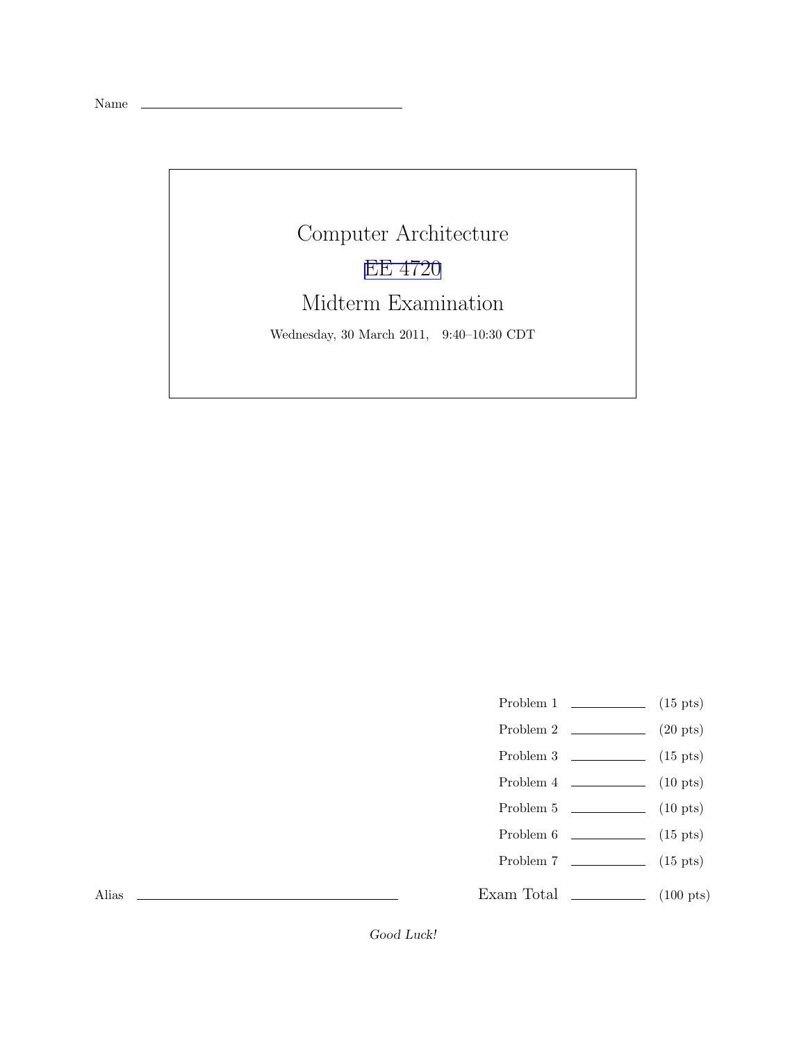Name \_\_\_\_\_\_\_\_\_\_\_\_\_\_\_\_\_\_\_\_\_\_\_\_\_\_\_\_\_\_

# Computer Architecture

## EE 4720

## Midterm Examination

Wednesday, 30 March 2011, 9:40–10:30 CDT

| | | |
|---|---|---|
| Problem 1 | \_\_\_\_\_\_\_\_ | (15 pts) |
| Problem 2 | \_\_\_\_\_\_\_\_ | (20 pts) |
| Problem 3 | \_\_\_\_\_\_\_\_ | (15 pts) |
| Problem 4 | \_\_\_\_\_\_\_\_ | (10 pts) |
| Problem 5 | \_\_\_\_\_\_\_\_ | (10 pts) |
| Problem 6 | \_\_\_\_\_\_\_\_ | (15 pts) |
| Problem 7 | \_\_\_\_\_\_\_\_ | (15 pts) |
| Exam Total | \_\_\_\_\_\_\_\_ | (100 pts) |

Alias \_\_\_\_\_\_\_\_\_\_\_\_\_\_\_\_\_\_\_\_\_\_\_\_\_\_\_\_\_\_

*Good Luck!*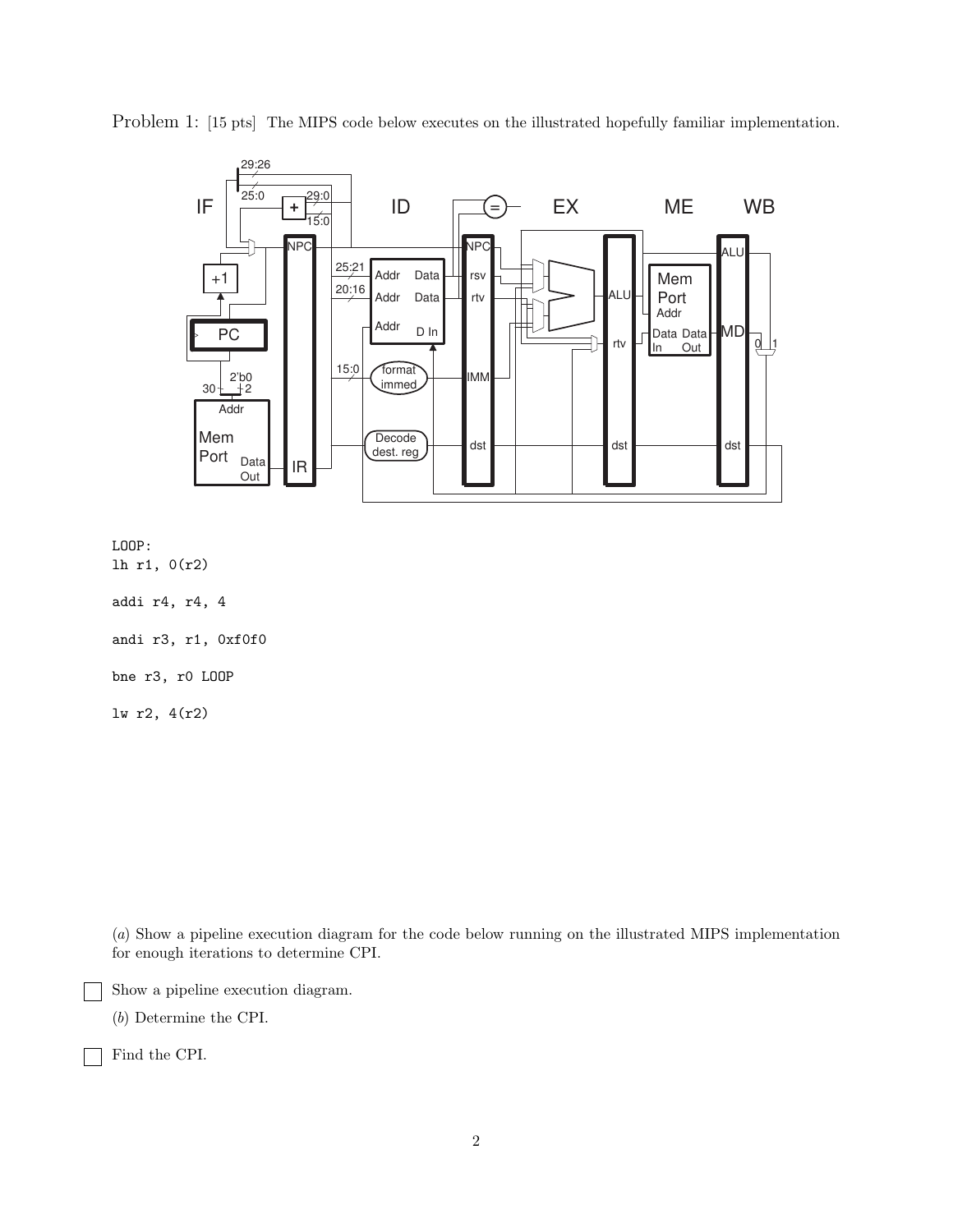Problem 1: [15 pts] The MIPS code below executes on the illustrated hopefully familiar implementation.

```
LOOP:
lh r1, 0(r2)

addi r4, r4, 4

andi r3, r1, 0xf0f0

bne r3, r0 LOOP

lw r2, 4(r2)
```

(*a*) Show a pipeline execution diagram for the code below running on the illustrated MIPS implementation for enough iterations to determine CPI.

☐ Show a pipeline execution diagram.

(*b*) Determine the CPI.

☐ Find the CPI.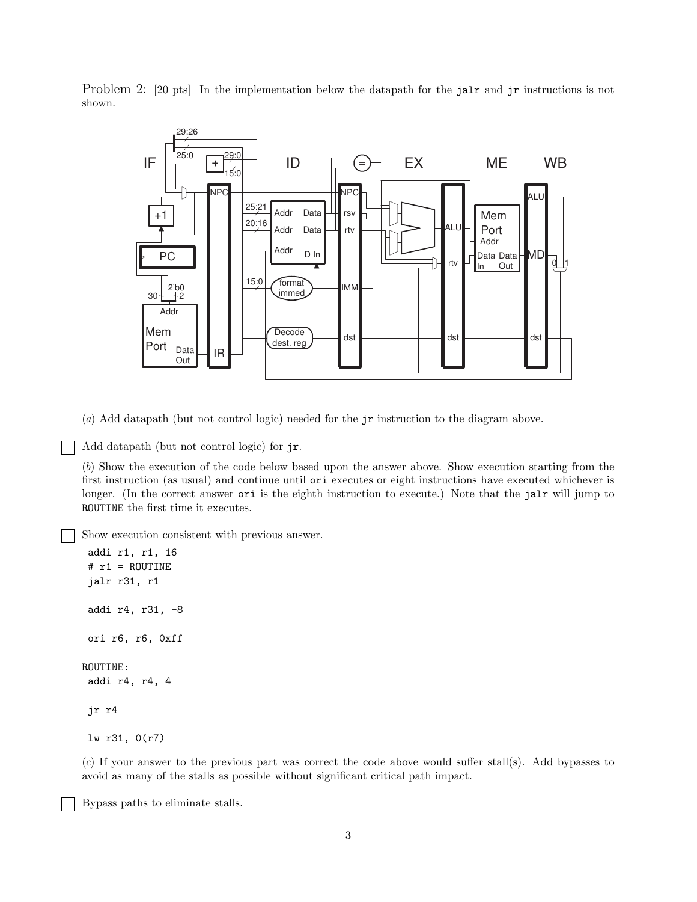Problem 2: [20 pts] In the implementation below the datapath for the jalr and jr instructions is not shown.

(*a*) Add datapath (but not control logic) needed for the jr instruction to the diagram above.

☐ Add datapath (but not control logic) for jr.

(*b*) Show the execution of the code below based upon the answer above. Show execution starting from the first instruction (as usual) and continue until ori executes or eight instructions have executed whichever is longer. (In the correct answer ori is the eighth instruction to execute.) Note that the jalr will jump to ROUTINE the first time it executes.

☐ Show execution consistent with previous answer.

```
 addi r1, r1, 16
 # r1 = ROUTINE
 jalr r31, r1

 addi r4, r31, -8

 ori r6, r6, 0xff

ROUTINE:
 addi r4, r4, 4

 jr r4

 lw r31, 0(r7)
```

(*c*) If your answer to the previous part was correct the code above would suffer stall(s). Add bypasses to avoid as many of the stalls as possible without significant critical path impact.

☐ Bypass paths to eliminate stalls.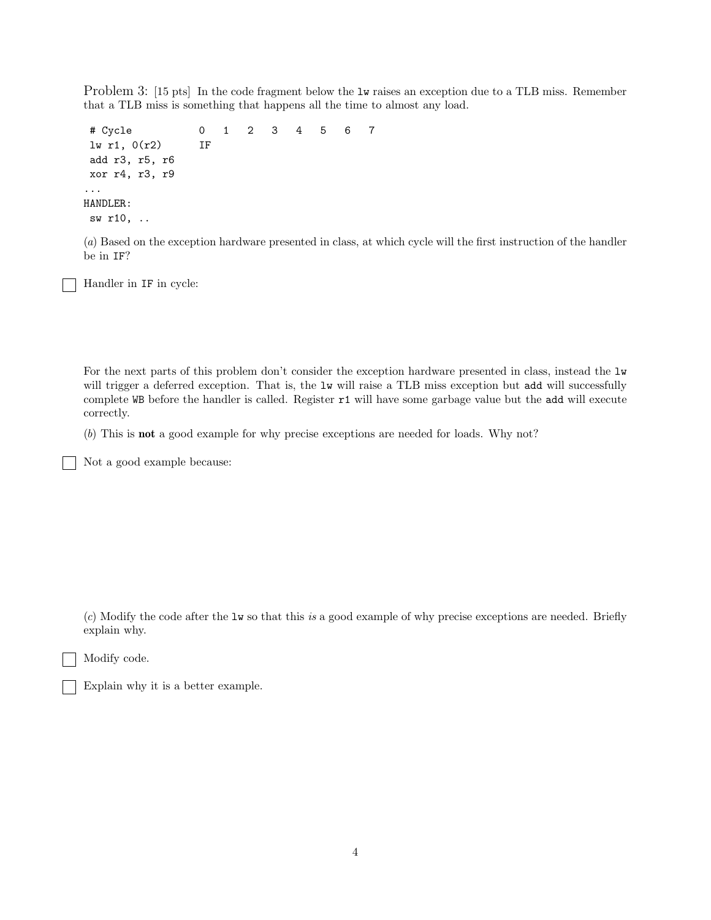Problem 3: [15 pts] In the code fragment below the `lw` raises an exception due to a TLB miss. Remember that a TLB miss is something that happens all the time to almost any load.

```
 # Cycle           0   1   2   3   4   5   6   7
 lw r1, 0(r2)      IF
 add r3, r5, r6
 xor r4, r3, r9
...
HANDLER:
 sw r10, ..
```

(*a*) Based on the exception hardware presented in class, at which cycle will the first instruction of the handler be in `IF`?

☐ Handler in `IF` in cycle:

For the next parts of this problem don't consider the exception hardware presented in class, instead the `lw` will trigger a deferred exception. That is, the `lw` will raise a TLB miss exception but `add` will successfully complete `WB` before the handler is called. Register `r1` will have some garbage value but the `add` will execute correctly.

(*b*) This is **not** a good example for why precise exceptions are needed for loads. Why not?

☐ Not a good example because:

(*c*) Modify the code after the `lw` so that this *is* a good example of why precise exceptions are needed. Briefly explain why.

☐ Modify code.

☐ Explain why it is a better example.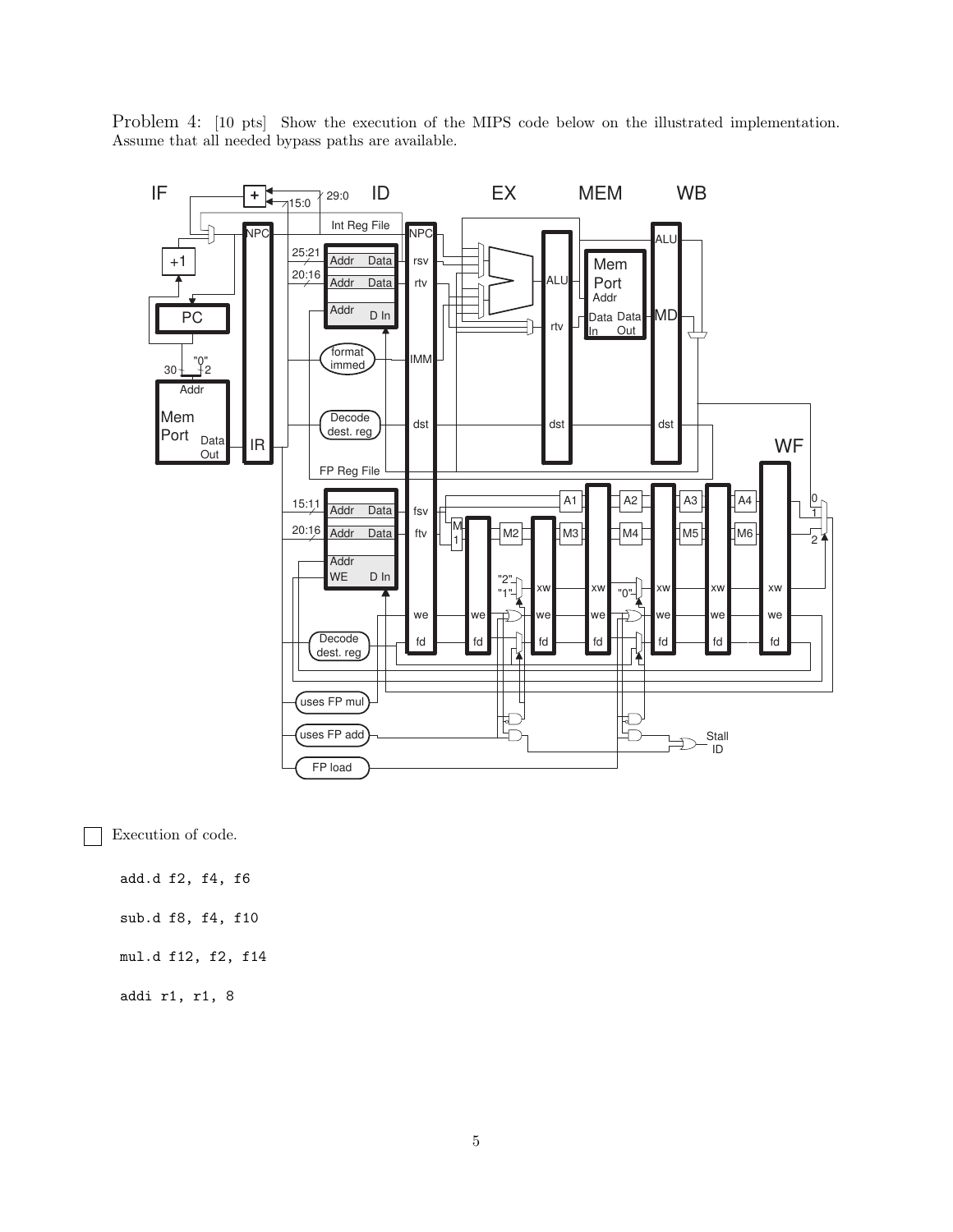Problem 4: [10 pts] Show the execution of the MIPS code below on the illustrated implementation. Assume that all needed bypass paths are available.

☐ Execution of code.

```
add.d f2, f4, f6

sub.d f8, f4, f10

mul.d f12, f2, f14

addi r1, r1, 8
```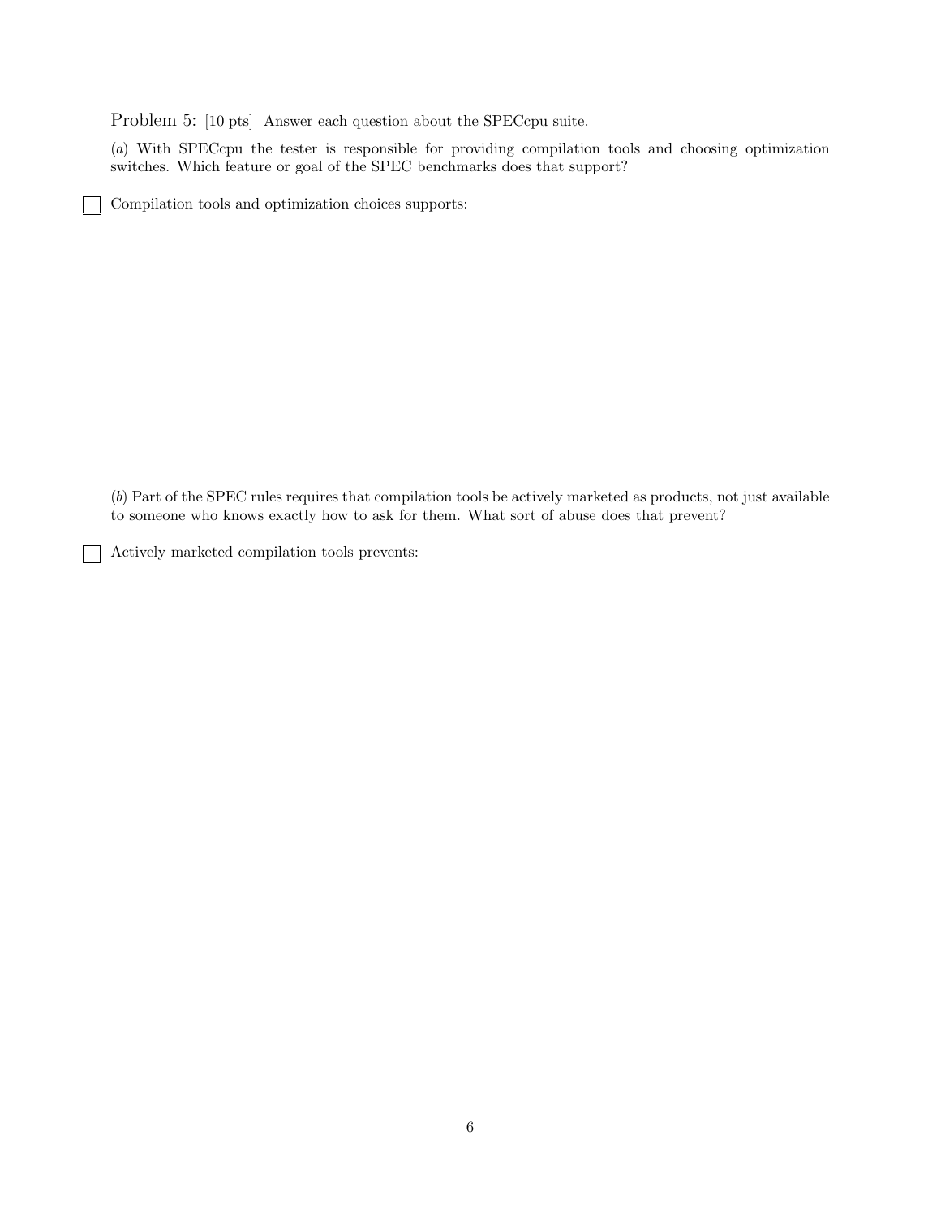Problem 5: [10 pts] Answer each question about the SPECcpu suite.

(*a*) With SPECcpu the tester is responsible for providing compilation tools and choosing optimization switches. Which feature or goal of the SPEC benchmarks does that support?

☐ Compilation tools and optimization choices supports:

(*b*) Part of the SPEC rules requires that compilation tools be actively marketed as products, not just available to someone who knows exactly how to ask for them. What sort of abuse does that prevent?

☐ Actively marketed compilation tools prevents: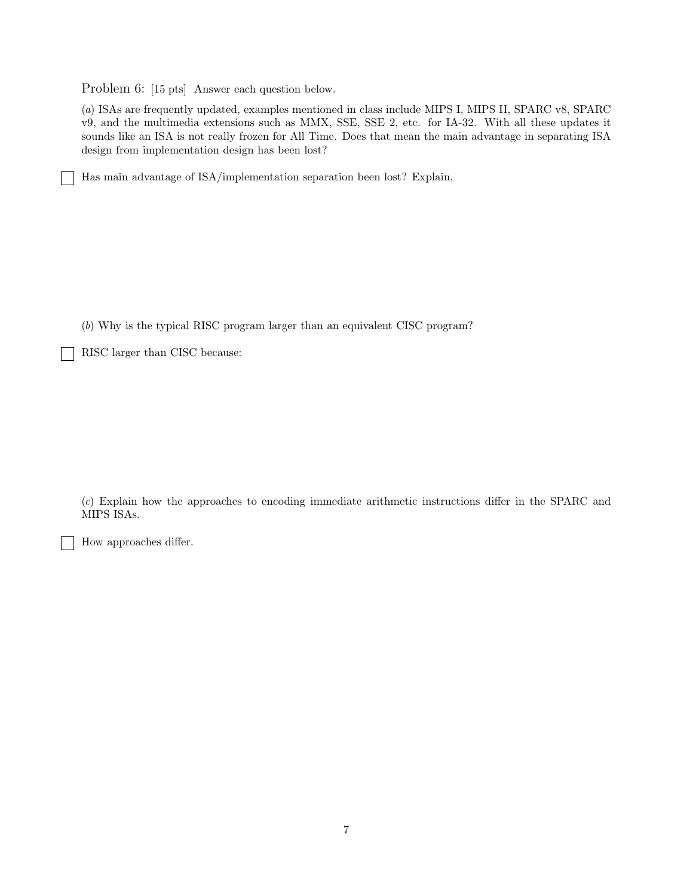Problem 6: [15 pts] Answer each question below.

(*a*) ISAs are frequently updated, examples mentioned in class include MIPS I, MIPS II, SPARC v8, SPARC v9, and the multimedia extensions such as MMX, SSE, SSE 2, etc. for IA-32. With all these updates it sounds like an ISA is not really frozen for All Time. Does that mean the main advantage in separating ISA design from implementation design has been lost?

☐ Has main advantage of ISA/implementation separation been lost? Explain.

(*b*) Why is the typical RISC program larger than an equivalent CISC program?

☐ RISC larger than CISC because:

(*c*) Explain how the approaches to encoding immediate arithmetic instructions differ in the SPARC and MIPS ISAs.

☐ How approaches differ.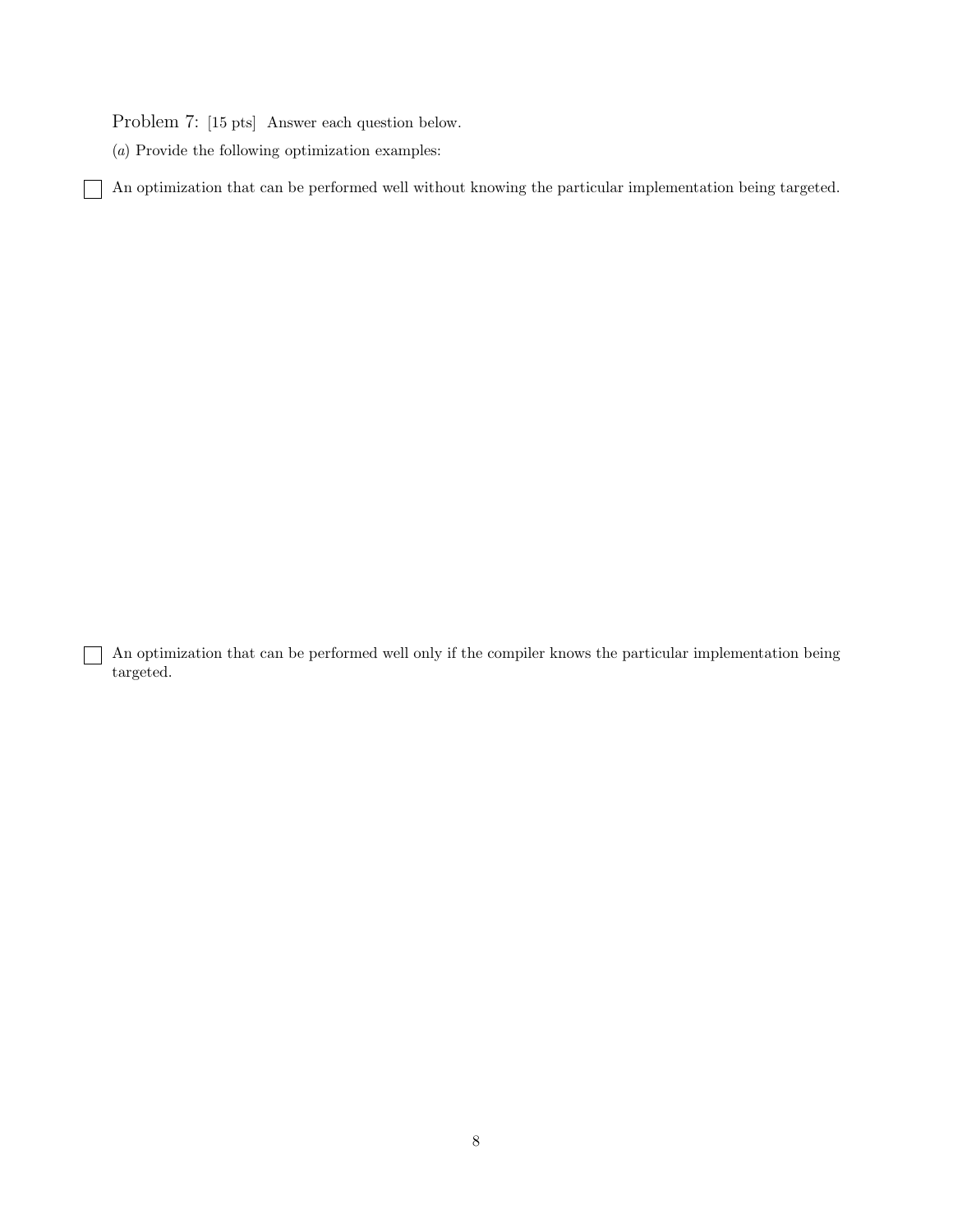Problem 7: [15 pts] Answer each question below.

(*a*) Provide the following optimization examples:

☐ An optimization that can be performed well without knowing the particular implementation being targeted.

☐ An optimization that can be performed well only if the compiler knows the particular implementation being targeted.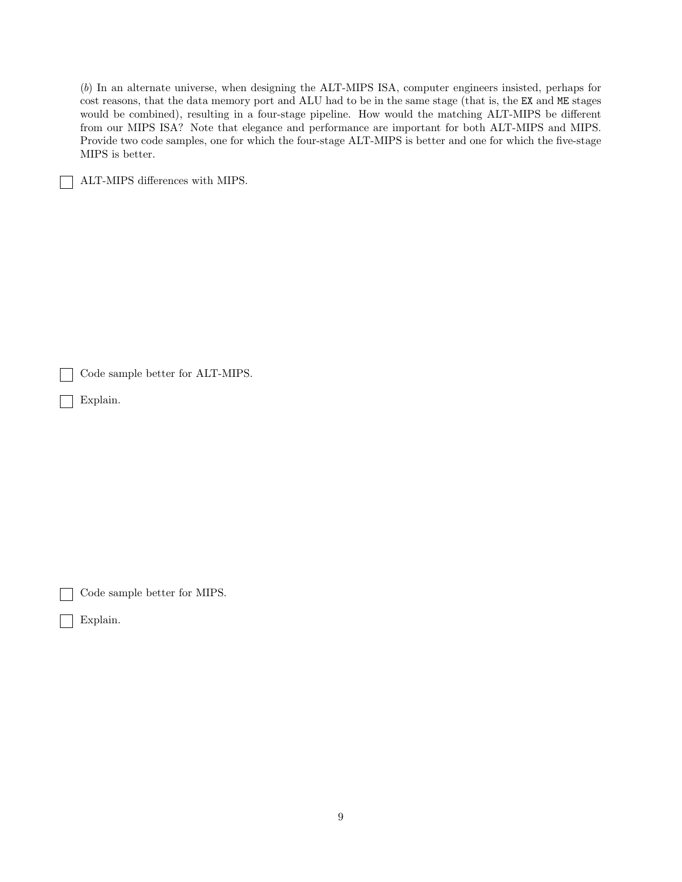(*b*) In an alternate universe, when designing the ALT-MIPS ISA, computer engineers insisted, perhaps for cost reasons, that the data memory port and ALU had to be in the same stage (that is, the `EX` and `ME` stages would be combined), resulting in a four-stage pipeline. How would the matching ALT-MIPS be different from our MIPS ISA? Note that elegance and performance are important for both ALT-MIPS and MIPS. Provide two code samples, one for which the four-stage ALT-MIPS is better and one for which the five-stage MIPS is better.

☐ ALT-MIPS differences with MIPS.

☐ Code sample better for ALT-MIPS.

☐ Explain.

☐ Code sample better for MIPS.

☐ Explain.